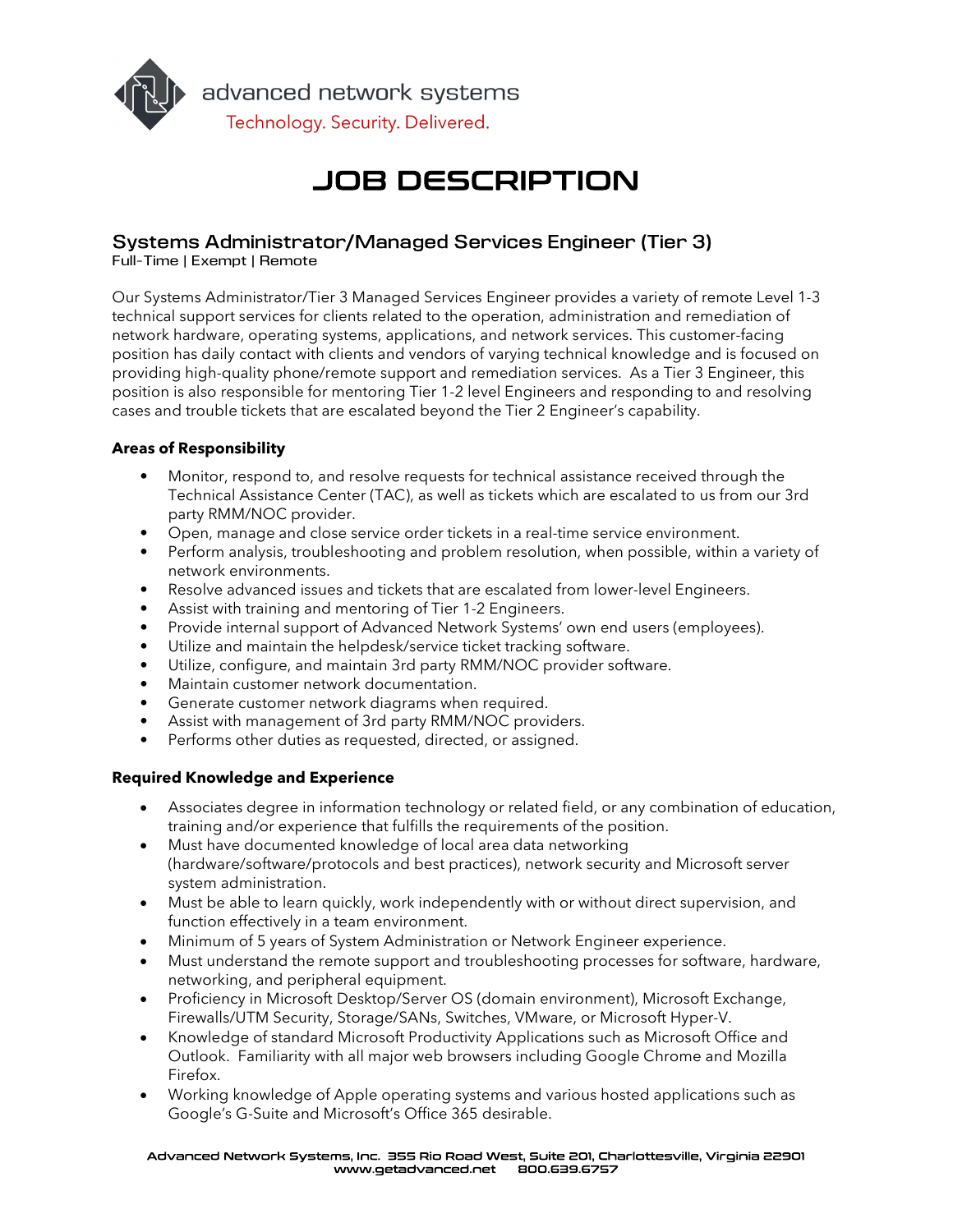advanced network systems

Technology. Security. Delivered.

# JOB DESCRIPTION

## Systems Administrator/Managed Services Engineer (Tier 3)

Full-Time | Exempt | Remote

Our Systems Administrator/Tier 3 Managed Services Engineer provides a variety of remote Level 1-3 technical support services for clients related to the operation, administration and remediation of network hardware, operating systems, applications, and network services. This customer-facing position has daily contact with clients and vendors of varying technical knowledge and is focused on providing high-quality phone/remote support and remediation services. As a Tier 3 Engineer, this position is also responsible for mentoring Tier 1-2 level Engineers and responding to and resolving cases and trouble tickets that are escalated beyond the Tier 2 Engineer's capability.

**Areas of Responsibility**

- Monitor, respond to, and resolve requests for technical assistance received through the Technical Assistance Center (TAC), as well as tickets which are escalated to us from our 3rd party RMM/NOC provider.
- Open, manage and close service order tickets in a real-time service environment.
- Perform analysis, troubleshooting and problem resolution, when possible, within a variety of network environments.
- Resolve advanced issues and tickets that are escalated from lower-level Engineers.
- Assist with training and mentoring of Tier 1-2 Engineers.
- Provide internal support of Advanced Network Systems' own end users (employees).
- Utilize and maintain the helpdesk/service ticket tracking software.
- Utilize, configure, and maintain 3rd party RMM/NOC provider software.
- Maintain customer network documentation.
- Generate customer network diagrams when required.
- Assist with management of 3rd party RMM/NOC providers.
- Performs other duties as requested, directed, or assigned.

**Required Knowledge and Experience**

- Associates degree in information technology or related field, or any combination of education, training and/or experience that fulfills the requirements of the position.
- Must have documented knowledge of local area data networking (hardware/software/protocols and best practices), network security and Microsoft server system administration.
- Must be able to learn quickly, work independently with or without direct supervision, and function effectively in a team environment.
- Minimum of 5 years of System Administration or Network Engineer experience.
- Must understand the remote support and troubleshooting processes for software, hardware, networking, and peripheral equipment.
- Proficiency in Microsoft Desktop/Server OS (domain environment), Microsoft Exchange, Firewalls/UTM Security, Storage/SANs, Switches, VMware, or Microsoft Hyper-V.
- Knowledge of standard Microsoft Productivity Applications such as Microsoft Office and Outlook. Familiarity with all major web browsers including Google Chrome and Mozilla Firefox.
- Working knowledge of Apple operating systems and various hosted applications such as Google's G-Suite and Microsoft's Office 365 desirable.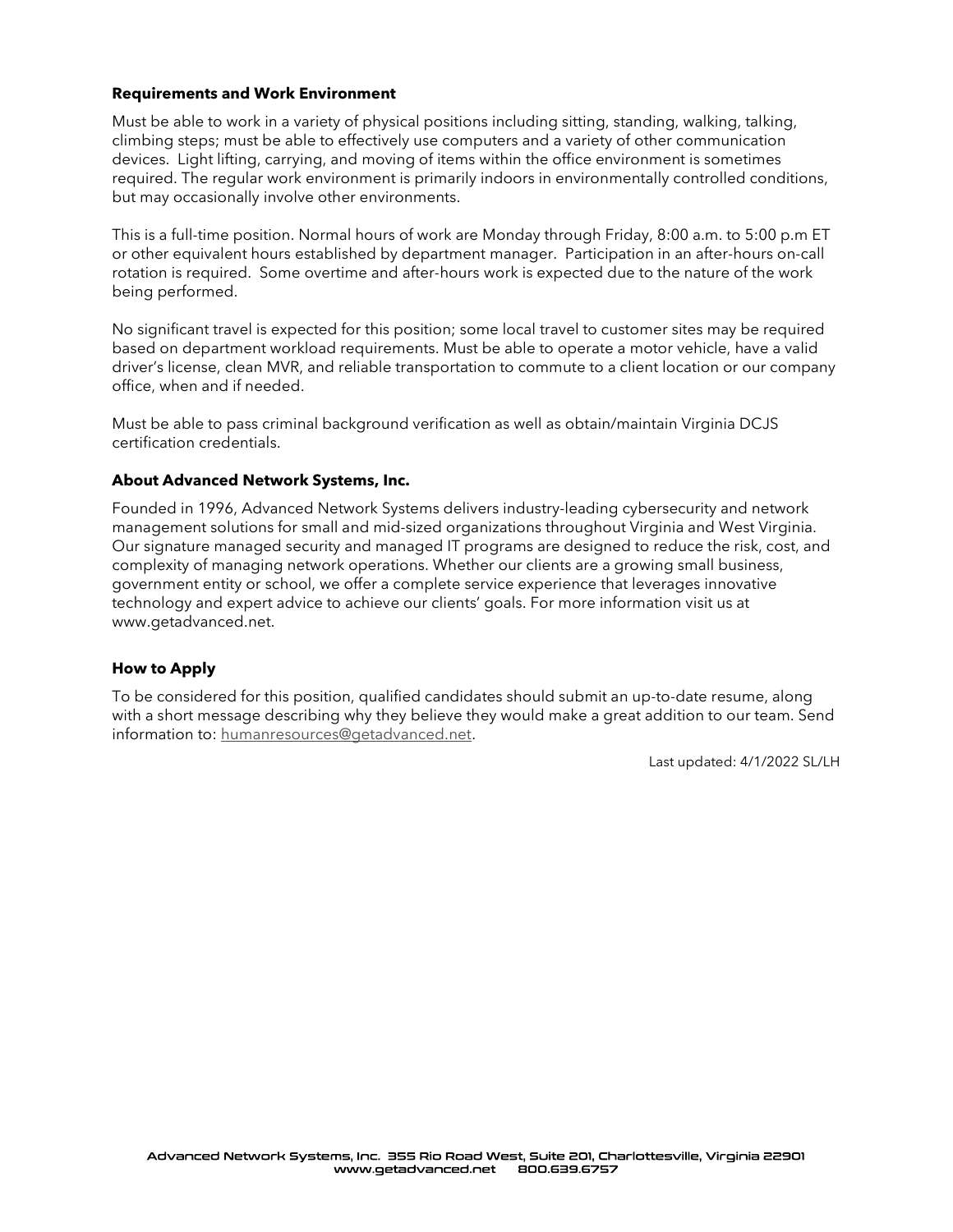### Requirements and Work Environment

Must be able to work in a variety of physical positions including sitting, standing, walking, talking, climbing steps; must be able to effectively use computers and a variety of other communication devices. Light lifting, carrying, and moving of items within the office environment is sometimes required. The regular work environment is primarily indoors in environmentally controlled conditions, but may occasionally involve other environments.

This is a full-time position. Normal hours of work are Monday through Friday, 8:00 a.m. to 5:00 p.m ET or other equivalent hours established by department manager. Participation in an after-hours on-call rotation is required. Some overtime and after-hours work is expected due to the nature of the work being performed.

No significant travel is expected for this position; some local travel to customer sites may be required based on department workload requirements. Must be able to operate a motor vehicle, have a valid driver's license, clean MVR, and reliable transportation to commute to a client location or our company office, when and if needed.

Must be able to pass criminal background verification as well as obtain/maintain Virginia DCJS certification credentials.

### About Advanced Network Systems, Inc.

Founded in 1996, Advanced Network Systems delivers industry-leading cybersecurity and network management solutions for small and mid-sized organizations throughout Virginia and West Virginia. Our signature managed security and managed IT programs are designed to reduce the risk, cost, and complexity of managing network operations. Whether our clients are a growing small business, government entity or school, we offer a complete service experience that leverages innovative technology and expert advice to achieve our clients' goals. For more information visit us at www.getadvanced.net.

### How to Apply

To be considered for this position, qualified candidates should submit an up-to-date resume, along with a short message describing why they believe they would make a great addition to our team. Send information to: humanresources@getadvanced.net.

Last updated: 4/1/2022 SL/LH

Advanced Network Systems, Inc. 355 Rio Road West, Suite 201, Charlottesville, Virginia 22901
www.getadvanced.net 800.639.6757